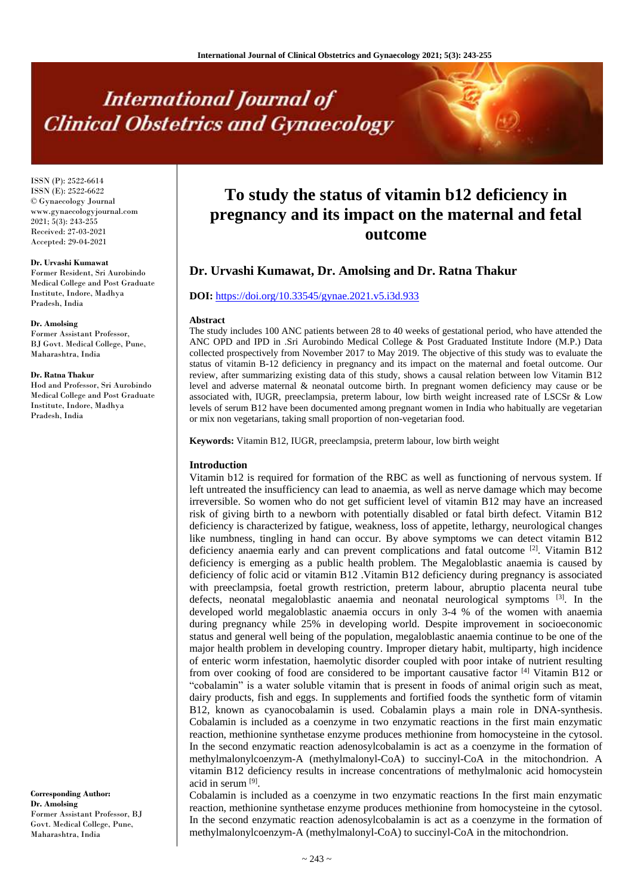# International Journal of Clinical Obstetrics and Gynaecology

ISSN (P): 2522-6614
ISSN (E): 2522-6622
© Gynaecology Journal
www.gynaecologyjournal.com
2021; 5(3): 243-255
Received: 27-03-2021
Accepted: 29-04-2021

**Dr. Urvashi Kumawat**
Former Resident, Sri Aurobindo Medical College and Post Graduate Institute, Indore, Madhya Pradesh, India

**Dr. Amolsing**
Former Assistant Professor, BJ Govt. Medical College, Pune, Maharashtra, India

**Dr. Ratna Thakur**
Hod and Professor, Sri Aurobindo Medical College and Post Graduate Institute, Indore, Madhya Pradesh, India

**Corresponding Author:**
**Dr. Amolsing**
Former Assistant Professor, BJ Govt. Medical College, Pune, Maharashtra, India

# To study the status of vitamin b12 deficiency in pregnancy and its impact on the maternal and fetal outcome

## Dr. Urvashi Kumawat, Dr. Amolsing and Dr. Ratna Thakur

**DOI:** https://doi.org/10.33545/gynae.2021.v5.i3d.933

### Abstract

The study includes 100 ANC patients between 28 to 40 weeks of gestational period, who have attended the ANC OPD and IPD in .Sri Aurobindo Medical College & Post Graduated Institute Indore (M.P.) Data collected prospectively from November 2017 to May 2019. The objective of this study was to evaluate the status of vitamin B-12 deficiency in pregnancy and its impact on the maternal and foetal outcome. Our review, after summarizing existing data of this study, shows a causal relation between low Vitamin B12 level and adverse maternal & neonatal outcome birth. In pregnant women deficiency may cause or be associated with, IUGR, preeclampsia, preterm labour, low birth weight increased rate of LSCSr & Low levels of serum B12 have been documented among pregnant women in India who habitually are vegetarian or mix non vegetarians, taking small proportion of non-vegetarian food.

**Keywords:** Vitamin B12, IUGR, preeclampsia, preterm labour, low birth weight

### Introduction

Vitamin b12 is required for formation of the RBC as well as functioning of nervous system. If left untreated the insufficiency can lead to anaemia, as well as nerve damage which may become irreversible. So women who do not get sufficient level of vitamin B12 may have an increased risk of giving birth to a newborn with potentially disabled or fatal birth defect. Vitamin B12 deficiency is characterized by fatigue, weakness, loss of appetite, lethargy, neurological changes like numbness, tingling in hand can occur. By above symptoms we can detect vitamin B12 deficiency anaemia early and can prevent complications and fatal outcome [2]. Vitamin B12 deficiency is emerging as a public health problem. The Megaloblastic anaemia is caused by deficiency of folic acid or vitamin B12 .Vitamin B12 deficiency during pregnancy is associated with preeclampsia, foetal growth restriction, preterm labour, abruptio placenta neural tube defects, neonatal megaloblastic anaemia and neonatal neurological symptoms [3]. In the developed world megaloblastic anaemia occurs in only 3-4 % of the women with anaemia during pregnancy while 25% in developing world. Despite improvement in socioeconomic status and general well being of the population, megaloblastic anaemia continue to be one of the major health problem in developing country. Improper dietary habit, multiparty, high incidence of enteric worm infestation, haemolytic disorder coupled with poor intake of nutrient resulting from over cooking of food are considered to be important causative factor [4] Vitamin B12 or "cobalamin" is a water soluble vitamin that is present in foods of animal origin such as meat, dairy products, fish and eggs. In supplements and fortified foods the synthetic form of vitamin B12, known as cyanocobalamin is used. Cobalamin plays a main role in DNA-synthesis. Cobalamin is included as a coenzyme in two enzymatic reactions in the first main enzymatic reaction, methionine synthetase enzyme produces methionine from homocysteine in the cytosol. In the second enzymatic reaction adenosylcobalamin is act as a coenzyme in the formation of methylmalonylcoenzym-A (methylmalonyl-CoA) to succinyl-CoA in the mitochondrion. A vitamin B12 deficiency results in increase concentrations of methylmalonic acid homocystein acid in serum [9].

Cobalamin is included as a coenzyme in two enzymatic reactions In the first main enzymatic reaction, methionine synthetase enzyme produces methionine from homocysteine in the cytosol. In the second enzymatic reaction adenosylcobalamin is act as a coenzyme in the formation of methylmalonylcoenzym-A (methylmalonyl-CoA) to succinyl-CoA in the mitochondrion.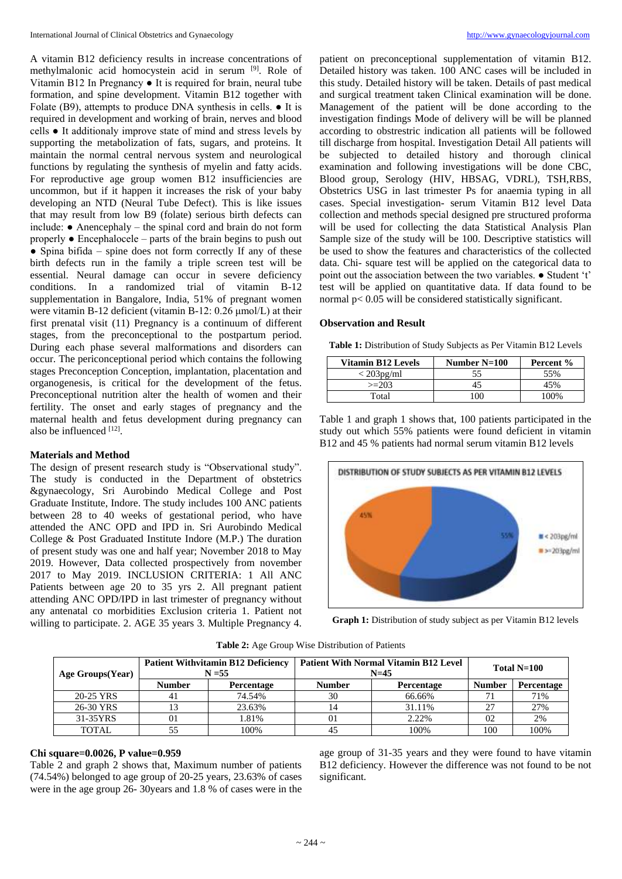A vitamin B12 deficiency results in increase concentrations of methylmalonic acid homocystein acid in serum [9]. Role of Vitamin B12 In Pregnancy ● It is required for brain, neural tube formation, and spine development. Vitamin B12 together with Folate (B9), attempts to produce DNA synthesis in cells. ● It is required in development and working of brain, nerves and blood cells ● It additionaly improve state of mind and stress levels by supporting the metabolization of fats, sugars, and proteins. It maintain the normal central nervous system and neurological functions by regulating the synthesis of myelin and fatty acids. For reproductive age group women B12 insufficiencies are uncommon, but if it happen it increases the risk of your baby developing an NTD (Neural Tube Defect). This is like issues that may result from low B9 (folate) serious birth defects can include: ● Anencephaly – the spinal cord and brain do not form properly ● Encephalocele – parts of the brain begins to push out ● Spina bifida – spine does not form correctly If any of these birth defects run in the family a triple screen test will be essential. Neural damage can occur in severe deficiency conditions. In a randomized trial of vitamin B-12 supplementation in Bangalore, India, 51% of pregnant women were vitamin B-12 deficient (vitamin B-12: 0.26 μmol/L) at their first prenatal visit (11) Pregnancy is a continuum of different stages, from the preconceptional to the postpartum period. During each phase several malformations and disorders can occur. The periconceptional period which contains the following stages Preconception Conception, implantation, placentation and organogenesis, is critical for the development of the fetus. Preconceptional nutrition alter the health of women and their fertility. The onset and early stages of pregnancy and the maternal health and fetus development during pregnancy can also be influenced [12].

## Materials and Method

The design of present research study is "Observational study". The study is conducted in the Department of obstetrics &gynaecology, Sri Aurobindo Medical College and Post Graduate Institute, Indore. The study includes 100 ANC patients between 28 to 40 weeks of gestational period, who have attended the ANC OPD and IPD in. Sri Aurobindo Medical College & Post Graduated Institute Indore (M.P.) The duration of present study was one and half year; November 2018 to May 2019. However, Data collected prospectively from november 2017 to May 2019. INCLUSION CRITERIA: 1 All ANC Patients between age 20 to 35 yrs 2. All pregnant patient attending ANC OPD/IPD in last trimester of pregnancy without any antenatal co morbidities Exclusion criteria 1. Patient not willing to participate. 2. AGE 35 years 3. Multiple Pregnancy 4. patient on preconceptional supplementation of vitamin B12. Detailed history was taken. 100 ANC cases will be included in this study. Detailed history will be taken. Details of past medical and surgical treatment taken Clinical examination will be done. Management of the patient will be done according to the investigation findings Mode of delivery will be will be planned according to obstrestric indication all patients will be followed till discharge from hospital. Investigation Detail All patients will be subjected to detailed history and thorough clinical examination and following investigations will be done CBC, Blood group, Serology (HIV, HBSAG, VDRL), TSH,RBS, Obstetrics USG in last trimester Ps for anaemia typing in all cases. Special investigation- serum Vitamin B12 level Data collection and methods special designed pre structured proforma will be used for collecting the data Statistical Analysis Plan Sample size of the study will be 100. Descriptive statistics will be used to show the features and characteristics of the collected data. Chi- square test will be applied on the categorical data to point out the association between the two variables. ● Student 't' test will be applied on quantitative data. If data found to be normal $p< 0.05$ will be considered statistically significant.

## Observation and Result

**Table 1:** Distribution of Study Subjects as Per Vitamin B12 Levels

| Vitamin B12 Levels | Number N=100 | Percent % |
|---|---|---|
| < 203pg/ml | 55 | 55% |
| >=203 | 45 | 45% |
| Total | 100 | 100% |

Table 1 and graph 1 shows that, 100 patients participated in the study out which 55% patients were found deficient in vitamin B12 and 45 % patients had normal serum vitamin B12 levels

**Graph 1:** Distribution of study subject as per Vitamin B12 levels

**Table 2:** Age Group Wise Distribution of Patients

| Age Groups(Year) | Patient Withvitamin B12 Deficiency N =55 | | Patient With Normal Vitamin B12 Level N=45 | | Total N=100 | |
|---|---|---|---|---|---|---|
| | Number | Percentage | Number | Percentage | Number | Percentage |
| 20-25 YRS | 41 | 74.54% | 30 | 66.66% | 71 | 71% |
| 26-30 YRS | 13 | 23.63% | 14 | 31.11% | 27 | 27% |
| 31-35YRS | 01 | 1.81% | 01 | 2.22% | 02 | 2% |
| TOTAL | 55 | 100% | 45 | 100% | 100 | 100% |

**Chi square=0.0026, P value=0.959**

Table 2 and graph 2 shows that, Maximum number of patients (74.54%) belonged to age group of 20-25 years, 23.63% of cases were in the age group 26- 30years and 1.8 % of cases were in the age group of 31-35 years and they were found to have vitamin B12 deficiency. However the difference was not found to be not significant.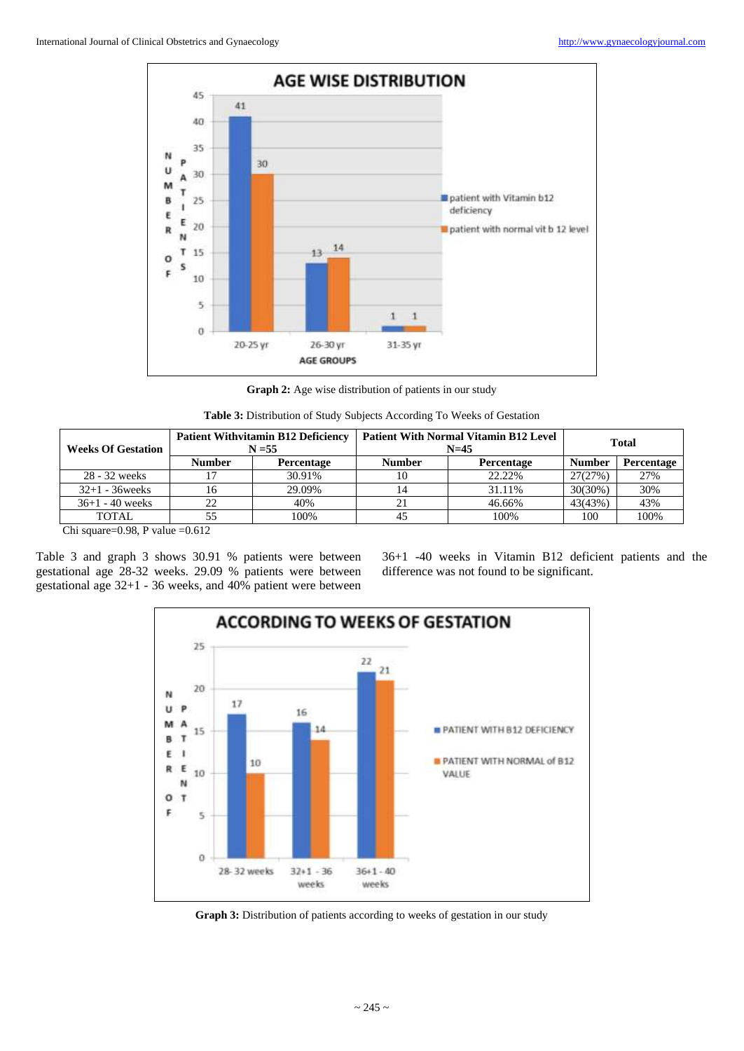**Graph 2:** Age wise distribution of patients in our study

**Table 3:** Distribution of Study Subjects According To Weeks of Gestation

| Weeks Of Gestation | Patient Withvitamin B12 Deficiency N =55 | | Patient With Normal Vitamin B12 Level N=45 | | Total | |
|---|---|---|---|---|---|---|
| | Number | Percentage | Number | Percentage | Number | Percentage |
| 28 - 32 weeks | 17 | 30.91% | 10 | 22.22% | 27(27%) | 27% |
| 32+1 - 36weeks | 16 | 29.09% | 14 | 31.11% | 30(30%) | 30% |
| 36+1 - 40 weeks | 22 | 40% | 21 | 46.66% | 43(43%) | 43% |
| TOTAL | 55 | 100% | 45 | 100% | 100 | 100% |

Chi square=0.98, P value =0.612

Table 3 and graph 3 shows 30.91 % patients were between gestational age 28-32 weeks. 29.09 % patients were between gestational age 32+1 - 36 weeks, and 40% patient were between 36+1 -40 weeks in Vitamin B12 deficient patients and the difference was not found to be significant.

**Graph 3:** Distribution of patients according to weeks of gestation in our study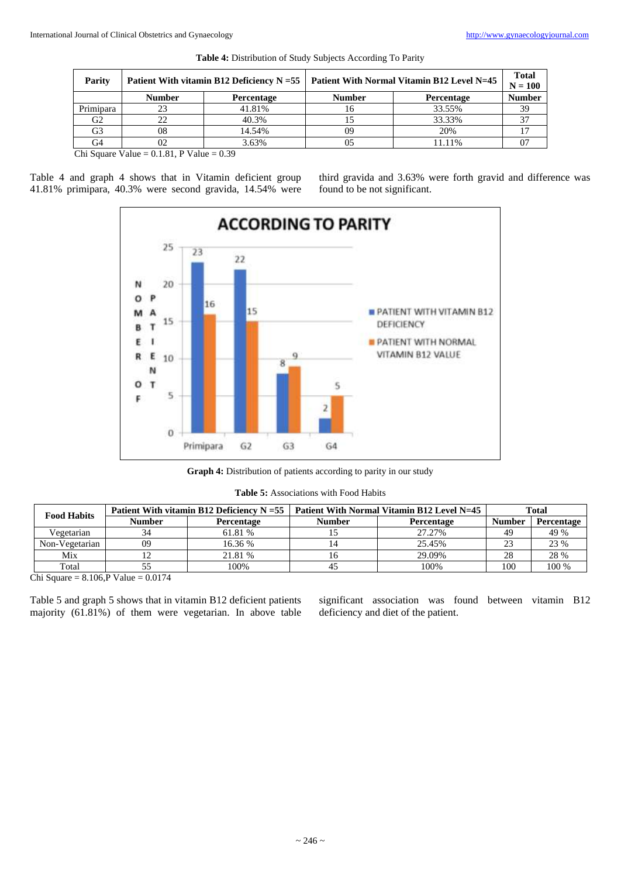**Table 4:** Distribution of Study Subjects According To Parity

| Parity | Patient With vitamin B12 Deficiency N =55 | | Patient With Normal Vitamin B12 Level N=45 | | Total N = 100 |
|---|---|---|---|---|---|
| | Number | Percentage | Number | Percentage | Number |
| Primipara | 23 | 41.81% | 16 | 33.55% | 39 |
| G2 | 22 | 40.3% | 15 | 33.33% | 37 |
| G3 | 08 | 14.54% | 09 | 20% | 17 |
| G4 | 02 | 3.63% | 05 | 11.11% | 07 |

Chi Square Value = 0.1.81, P Value = 0.39

Table 4 and graph 4 shows that in Vitamin deficient group 41.81% primipara, 40.3% were second gravida, 14.54% were third gravida and 3.63% were forth gravid and difference was found to be not significant.

**Graph 4:** Distribution of patients according to parity in our study

**Table 5:** Associations with Food Habits

| Food Habits | Patient With vitamin B12 Deficiency N =55 | | Patient With Normal Vitamin B12 Level N=45 | | Total | |
|---|---|---|---|---|---|---|
| | Number | Percentage | Number | Percentage | Number | Percentage |
| Vegetarian | 34 | 61.81 % | 15 | 27.27% | 49 | 49 % |
| Non-Vegetarian | 09 | 16.36 % | 14 | 25.45% | 23 | 23 % |
| Mix | 12 | 21.81 % | 16 | 29.09% | 28 | 28 % |
| Total | 55 | 100% | 45 | 100% | 100 | 100 % |

Chi Square = 8.106,P Value = 0.0174

Table 5 and graph 5 shows that in vitamin B12 deficient patients majority (61.81%) of them were vegetarian. In above table significant association was found between vitamin B12 deficiency and diet of the patient.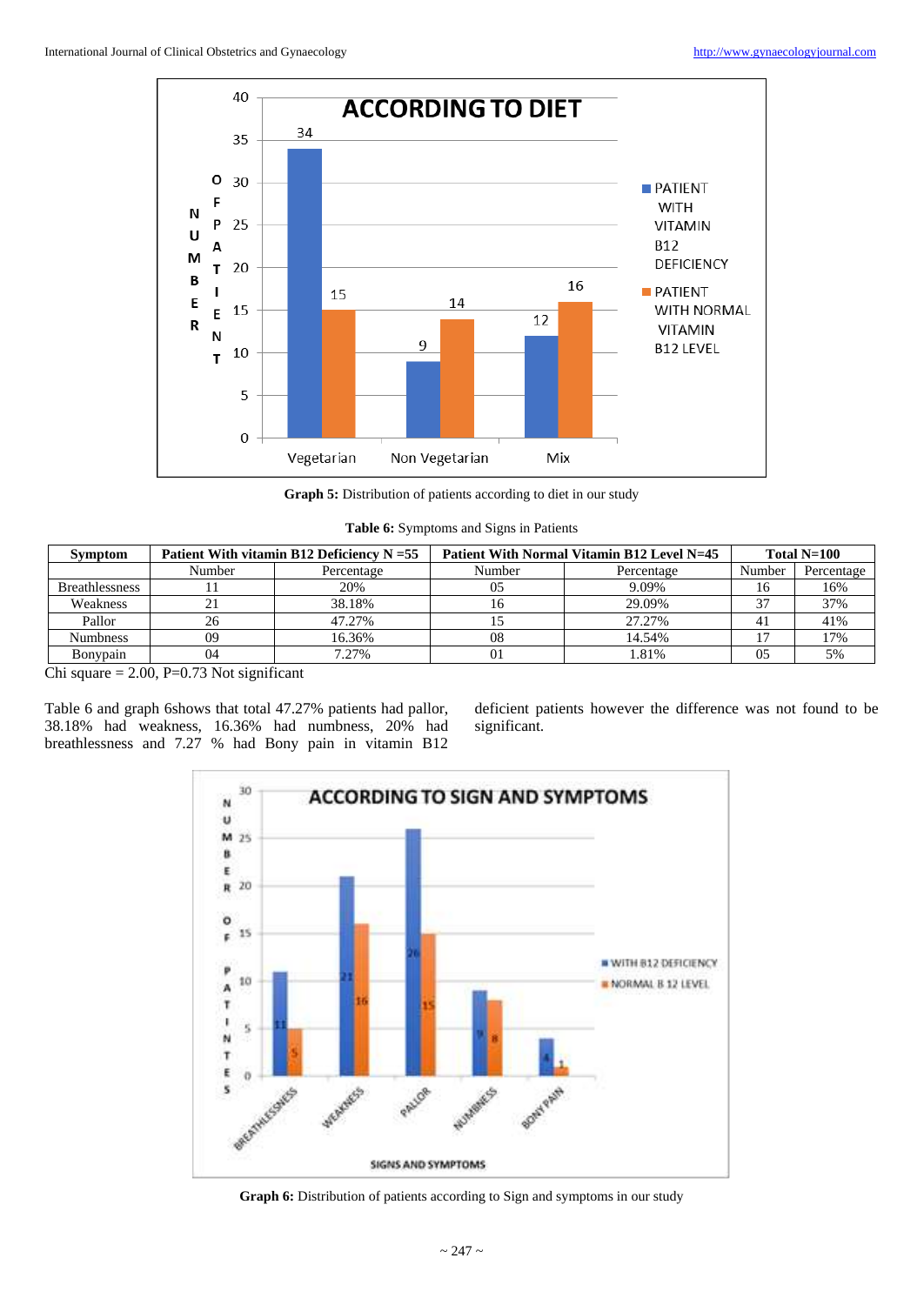Graph 5: Distribution of patients according to diet in our study

**Table 6:** Symptoms and Signs in Patients

| Symptom | Patient With vitamin B12 Deficiency N =55 | | Patient With Normal Vitamin B12 Level N=45 | | Total N=100 | |
|---|---|---|---|---|---|---|
| | Number | Percentage | Number | Percentage | Number | Percentage |
| Breathlessness | 11 | 20% | 05 | 9.09% | 16 | 16% |
| Weakness | 21 | 38.18% | 16 | 29.09% | 37 | 37% |
| Pallor | 26 | 47.27% | 15 | 27.27% | 41 | 41% |
| Numbness | 09 | 16.36% | 08 | 14.54% | 17 | 17% |
| Bonypain | 04 | 7.27% | 01 | 1.81% | 05 | 5% |

Chi square = 2.00, P=0.73 Not significant

Table 6 and graph 6shows that total 47.27% patients had pallor, 38.18% had weakness, 16.36% had numbness, 20% had breathlessness and 7.27 % had Bony pain in vitamin B12 deficient patients however the difference was not found to be significant.

Graph 6: Distribution of patients according to Sign and symptoms in our study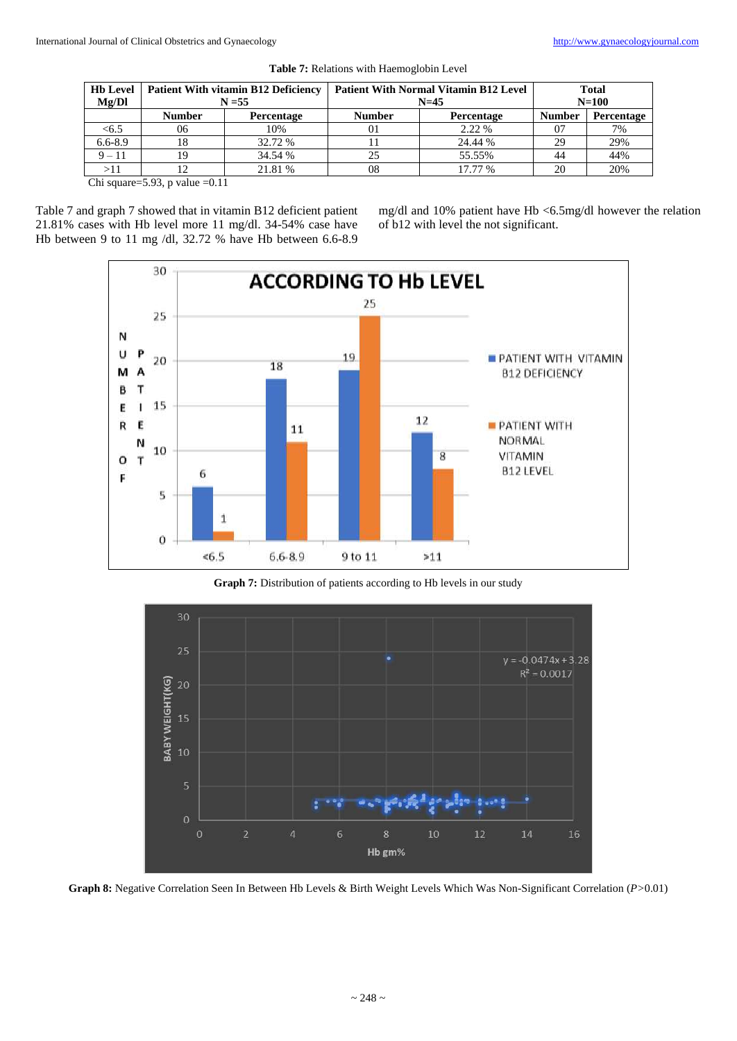**Table 7:** Relations with Haemoglobin Level

| Hb Level Mg/Dl | Patient With vitamin B12 Deficiency N =55 | | Patient With Normal Vitamin B12 Level N=45 | | Total N=100 | |
|---|---|---|---|---|---|---|
| | Number | Percentage | Number | Percentage | Number | Percentage |
| <6.5 | 06 | 10% | 01 | 2.22 % | 07 | 7% |
| 6.6-8.9 | 18 | 32.72 % | 11 | 24.44 % | 29 | 29% |
| 9 – 11 | 19 | 34.54 % | 25 | 55.55% | 44 | 44% |
| >11 | 12 | 21.81 % | 08 | 17.77 % | 20 | 20% |

Chi square=5.93, p value =0.11

Table 7 and graph 7 showed that in vitamin B12 deficient patient 21.81% cases with Hb level more 11 mg/dl. 34-54% case have Hb between 9 to 11 mg /dl, 32.72 % have Hb between 6.6-8.9 mg/dl and 10% patient have Hb <6.5mg/dl however the relation of b12 with level the not significant.

**Graph 7:** Distribution of patients according to Hb levels in our study

**Graph 8:** Negative Correlation Seen In Between Hb Levels & Birth Weight Levels Which Was Non-Significant Correlation ($P$>0.01)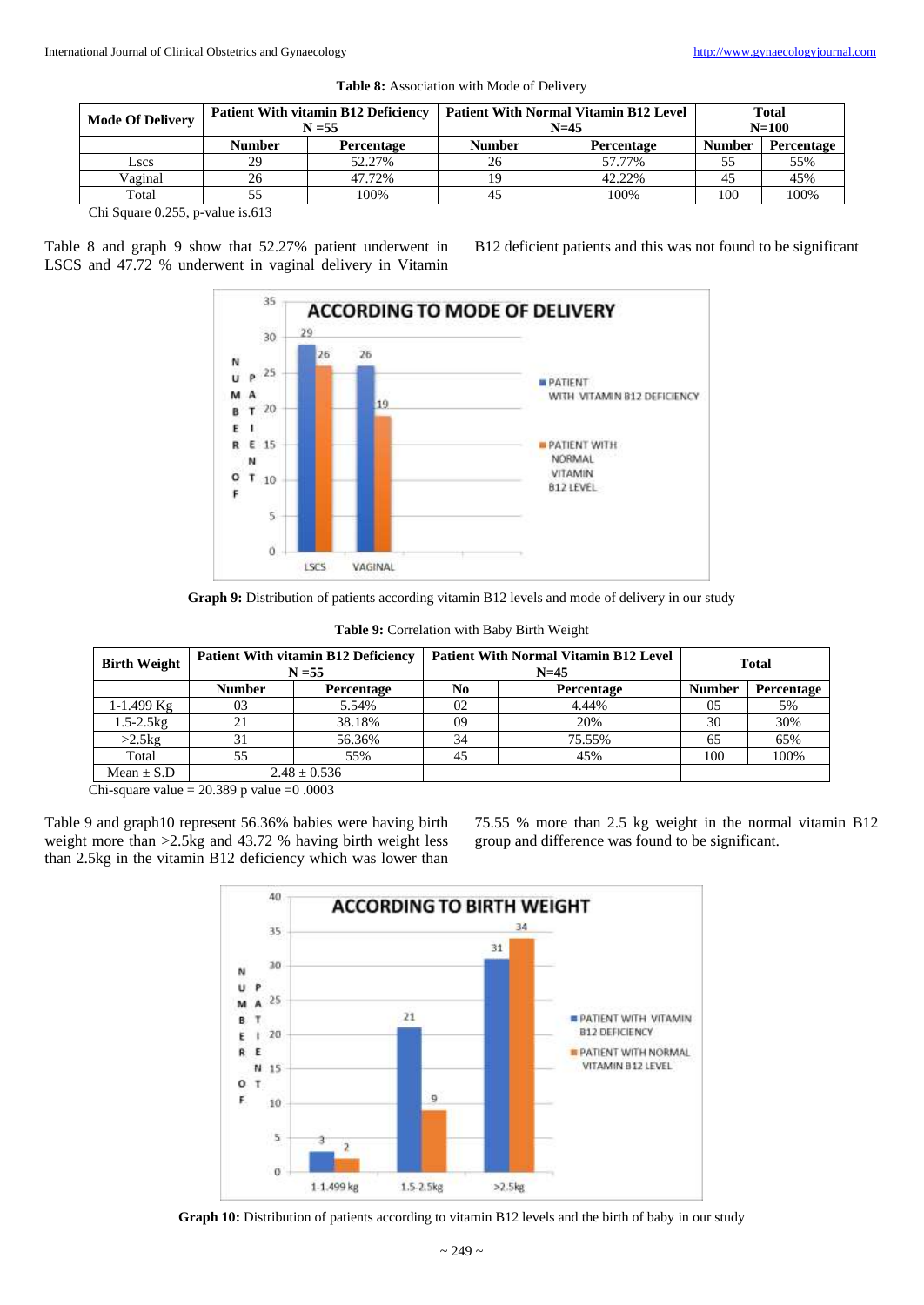**Table 8:** Association with Mode of Delivery

| Mode Of Delivery | Patient With vitamin B12 Deficiency N =55 | | Patient With Normal Vitamin B12 Level N=45 | | Total N=100 | |
|---|---|---|---|---|---|---|
| | Number | Percentage | Number | Percentage | Number | Percentage |
| Lscs | 29 | 52.27% | 26 | 57.77% | 55 | 55% |
| Vaginal | 26 | 47.72% | 19 | 42.22% | 45 | 45% |
| Total | 55 | 100% | 45 | 100% | 100 | 100% |

Chi Square 0.255, p-value is.613

Table 8 and graph 9 show that 52.27% patient underwent in LSCS and 47.72 % underwent in vaginal delivery in Vitamin B12 deficient patients and this was not found to be significant

**Graph 9:** Distribution of patients according vitamin B12 levels and mode of delivery in our study

**Table 9:** Correlation with Baby Birth Weight

| Birth Weight | Patient With vitamin B12 Deficiency N =55 | | Patient With Normal Vitamin B12 Level N=45 | | Total | |
|---|---|---|---|---|---|---|
| | Number | Percentage | No | Percentage | Number | Percentage |
| 1-1.499 Kg | 03 | 5.54% | 02 | 4.44% | 05 | 5% |
| 1.5-2.5kg | 21 | 38.18% | 09 | 20% | 30 | 30% |
| >2.5kg | 31 | 56.36% | 34 | 75.55% | 65 | 65% |
| Total | 55 | 55% | 45 | 45% | 100 | 100% |
| Mean ± S.D | 2.48 ± 0.536 | | | | | |

Chi-square value = 20.389 p value =0 .0003

Table 9 and graph10 represent 56.36% babies were having birth weight more than >2.5kg and 43.72 % having birth weight less than 2.5kg in the vitamin B12 deficiency which was lower than 75.55 % more than 2.5 kg weight in the normal vitamin B12 group and difference was found to be significant.

**Graph 10:** Distribution of patients according to vitamin B12 levels and the birth of baby in our study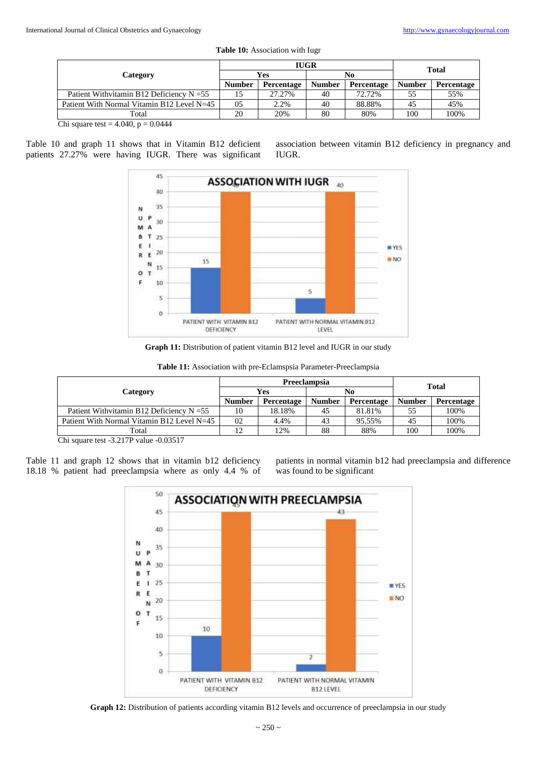**Table 10:** Association with Iugr

| Category | IUGR | | | | Total | |
|---|---|---|---|---|---|---|
| | Yes | | No | | | |
| | Number | Percentage | Number | Percentage | Number | Percentage |
| Patient Withvitamin B12 Deficiency N =55 | 15 | 27.27% | 40 | 72.72% | 55 | 55% |
| Patient With Normal Vitamin B12 Level N=45 | 05 | 2.2% | 40 | 88.88% | 45 | 45% |
| Total | 20 | 20% | 80 | 80% | 100 | 100% |

Chi square test = 4.040, p = 0.0444

Table 10 and graph 11 shows that in Vitamin B12 deficient patients 27.27% were having IUGR. There was significant association between vitamin B12 deficiency in pregnancy and IUGR.

**Graph 11:** Distribution of patient vitamin B12 level and IUGR in our study

**Table 11:** Association with pre-Eclamspsia Parameter-Preeclampsia

| Category | Preeclampsia | | | | Total | |
|---|---|---|---|---|---|---|
| | Yes | | No | | | |
| | Number | Percentage | Number | Percentage | Number | Percentage |
| Patient Withvitamin B12 Deficiency N =55 | 10 | 18.18% | 45 | 81.81% | 55 | 100% |
| Patient With Normal Vitamin B12 Level N=45 | 02 | 4.4% | 43 | 95.55% | 45 | 100% |
| Total | 12 | 12% | 88 | 88% | 100 | 100% |

Chi square test -3.217P value -0.03517

Table 11 and graph 12 shows that in vitamin b12 deficiency 18.18 % patient had preeclampsia where as only 4.4 % of patients in normal vitamin b12 had preeclampsia and difference was found to be significant

**Graph 12:** Distribution of patients according vitamin B12 levels and occurrence of preeclampsia in our study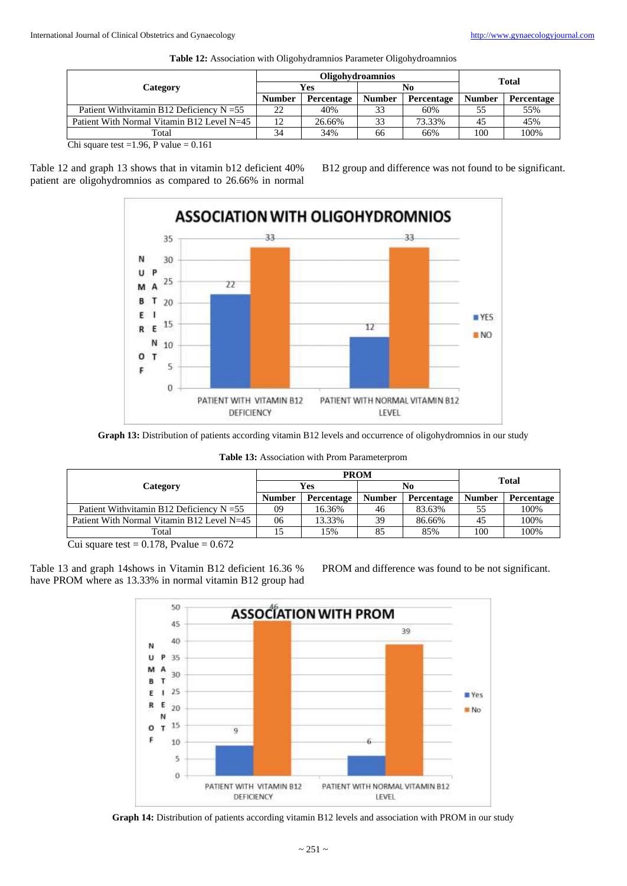**Table 12:** Association with Oligohydramnios Parameter Oligohydroamnios

| Category | Oligohydroamnios | | | | Total | |
|---|---|---|---|---|---|---|
| | Yes | | No | | | |
| | Number | Percentage | Number | Percentage | Number | Percentage |
| Patient Withvitamin B12 Deficiency N =55 | 22 | 40% | 33 | 60% | 55 | 55% |
| Patient With Normal Vitamin B12 Level N=45 | 12 | 26.66% | 33 | 73.33% | 45 | 45% |
| Total | 34 | 34% | 66 | 66% | 100 | 100% |

Chi square test =1.96, P value = 0.161

Table 12 and graph 13 shows that in vitamin b12 deficient 40% patient are oligohydromnios as compared to 26.66% in normal B12 group and difference was not found to be significant.

**Graph 13:** Distribution of patients according vitamin B12 levels and occurrence of oligohydromnios in our study

**Table 13:** Association with Prom Parameterprom

| Category | PROM | | | | Total | |
|---|---|---|---|---|---|---|
| | Yes | | No | | | |
| | Number | Percentage | Number | Percentage | Number | Percentage |
| Patient Withvitamin B12 Deficiency N =55 | 09 | 16.36% | 46 | 83.63% | 55 | 100% |
| Patient With Normal Vitamin B12 Level N=45 | 06 | 13.33% | 39 | 86.66% | 45 | 100% |
| Total | 15 | 15% | 85 | 85% | 100 | 100% |

Cui square test = 0.178, Pvalue = 0.672

Table 13 and graph 14shows in Vitamin B12 deficient 16.36 % have PROM where as 13.33% in normal vitamin B12 group had PROM and difference was found to be not significant.

**Graph 14:** Distribution of patients according vitamin B12 levels and association with PROM in our study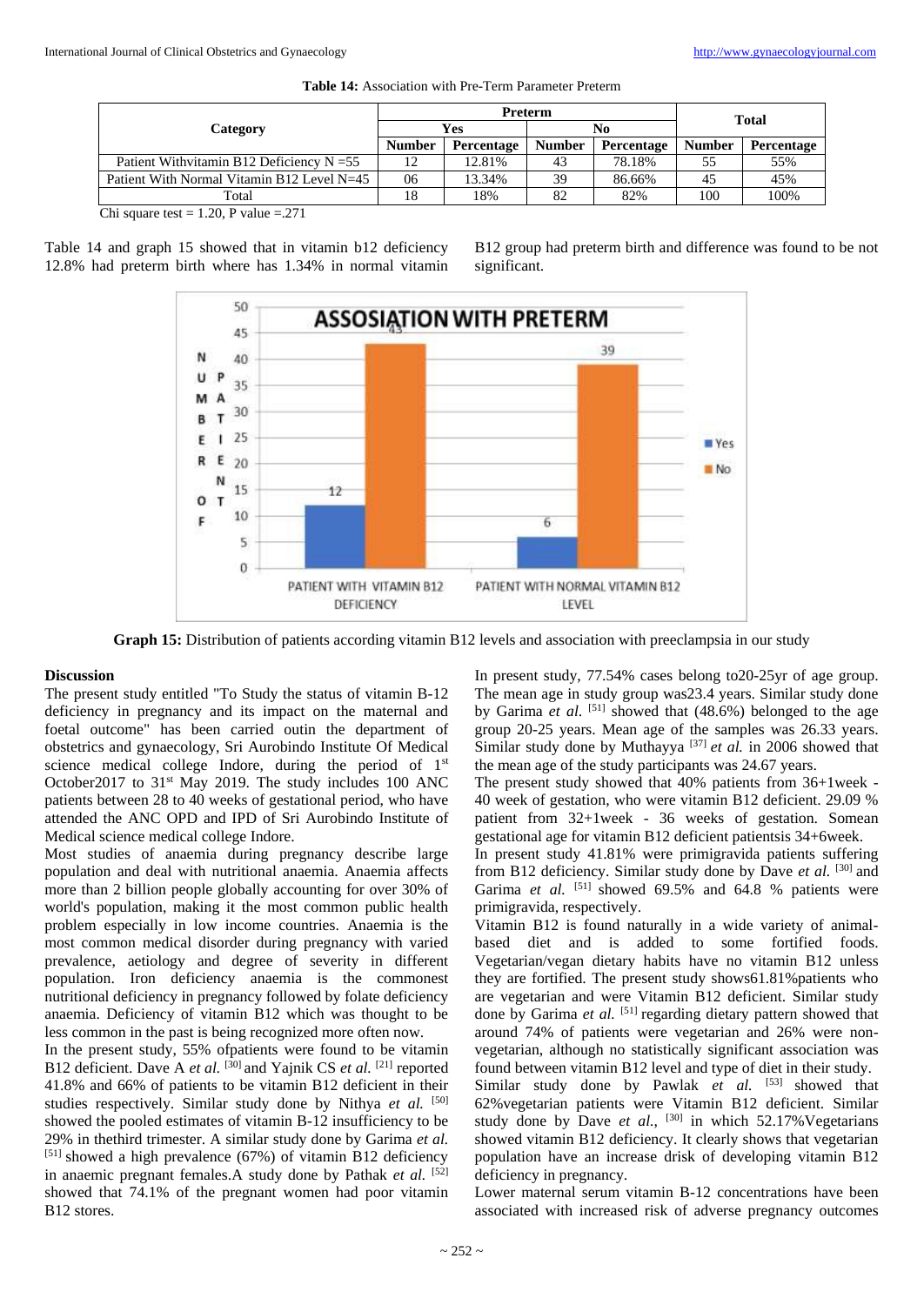**Table 14:** Association with Pre-Term Parameter Preterm

| Category | Preterm | | | | Total | |
|---|---|---|---|---|---|---|
| | Yes | | No | | | |
| | Number | Percentage | Number | Percentage | Number | Percentage |
| Patient Withvitamin B12 Deficiency N =55 | 12 | 12.81% | 43 | 78.18% | 55 | 55% |
| Patient With Normal Vitamin B12 Level N=45 | 06 | 13.34% | 39 | 86.66% | 45 | 45% |
| Total | 18 | 18% | 82 | 82% | 100 | 100% |

Chi square test = 1.20, P value =.271

Table 14 and graph 15 showed that in vitamin b12 deficiency 12.8% had preterm birth where has 1.34% in normal vitamin B12 group had preterm birth and difference was found to be not significant.

**Graph 15:** Distribution of patients according vitamin B12 levels and association with preeclampsia in our study

## Discussion

The present study entitled "To Study the status of vitamin B-12 deficiency in pregnancy and its impact on the maternal and foetal outcome" has been carried outin the department of obstetrics and gynaecology, Sri Aurobindo Institute Of Medical science medical college Indore, during the period of 1st October2017 to 31st May 2019. The study includes 100 ANC patients between 28 to 40 weeks of gestational period, who have attended the ANC OPD and IPD of Sri Aurobindo Institute of Medical science medical college Indore.

Most studies of anaemia during pregnancy describe large population and deal with nutritional anaemia. Anaemia affects more than 2 billion people globally accounting for over 30% of world's population, making it the most common public health problem especially in low income countries. Anaemia is the most common medical disorder during pregnancy with varied prevalence, aetiology and degree of severity in different population. Iron deficiency anaemia is the commonest nutritional deficiency in pregnancy followed by folate deficiency anaemia. Deficiency of vitamin B12 which was thought to be less common in the past is being recognized more often now.

In the present study, 55% ofpatients were found to be vitamin B12 deficient. Dave A *et al.* [30] and Yajnik CS *et al.* [21] reported 41.8% and 66% of patients to be vitamin B12 deficient in their studies respectively. Similar study done by Nithya *et al.* [50] showed the pooled estimates of vitamin B-12 insufficiency to be 29% in thethird trimester. A similar study done by Garima *et al.* [51] showed a high prevalence (67%) of vitamin B12 deficiency in anaemic pregnant females.A study done by Pathak *et al.* [52] showed that 74.1% of the pregnant women had poor vitamin B12 stores.

In present study, 77.54% cases belong to20-25yr of age group. The mean age in study group was23.4 years. Similar study done by Garima *et al.* [51] showed that (48.6%) belonged to the age group 20-25 years. Mean age of the samples was 26.33 years. Similar study done by Muthayya [37] *et al.* in 2006 showed that the mean age of the study participants was 24.67 years.

The present study showed that 40% patients from 36+1week - 40 week of gestation, who were vitamin B12 deficient. 29.09 % patient from 32+1week - 36 weeks of gestation. Somean gestational age for vitamin B12 deficient patientsis 34+6week.

In present study 41.81% were primigravida patients suffering from B12 deficiency. Similar study done by Dave *et al.* [30] and Garima *et al.* [51] showed 69.5% and 64.8 % patients were primigravida, respectively.

Vitamin B12 is found naturally in a wide variety of animal-based diet and is added to some fortified foods. Vegetarian/vegan dietary habits have no vitamin B12 unless they are fortified. The present study shows61.81%patients who are vegetarian and were Vitamin B12 deficient. Similar study done by Garima *et al.* [51] regarding dietary pattern showed that around 74% of patients were vegetarian and 26% were non-vegetarian, although no statistically significant association was found between vitamin B12 level and type of diet in their study.

Similar study done by Pawlak *et al.* [53] showed that 62%vegetarian patients were Vitamin B12 deficient. Similar study done by Dave *et al.*, [30] in which 52.17%Vegetarians showed vitamin B12 deficiency. It clearly shows that vegetarian population have an increase drisk of developing vitamin B12 deficiency in pregnancy.

Lower maternal serum vitamin B-12 concentrations have been associated with increased risk of adverse pregnancy outcomes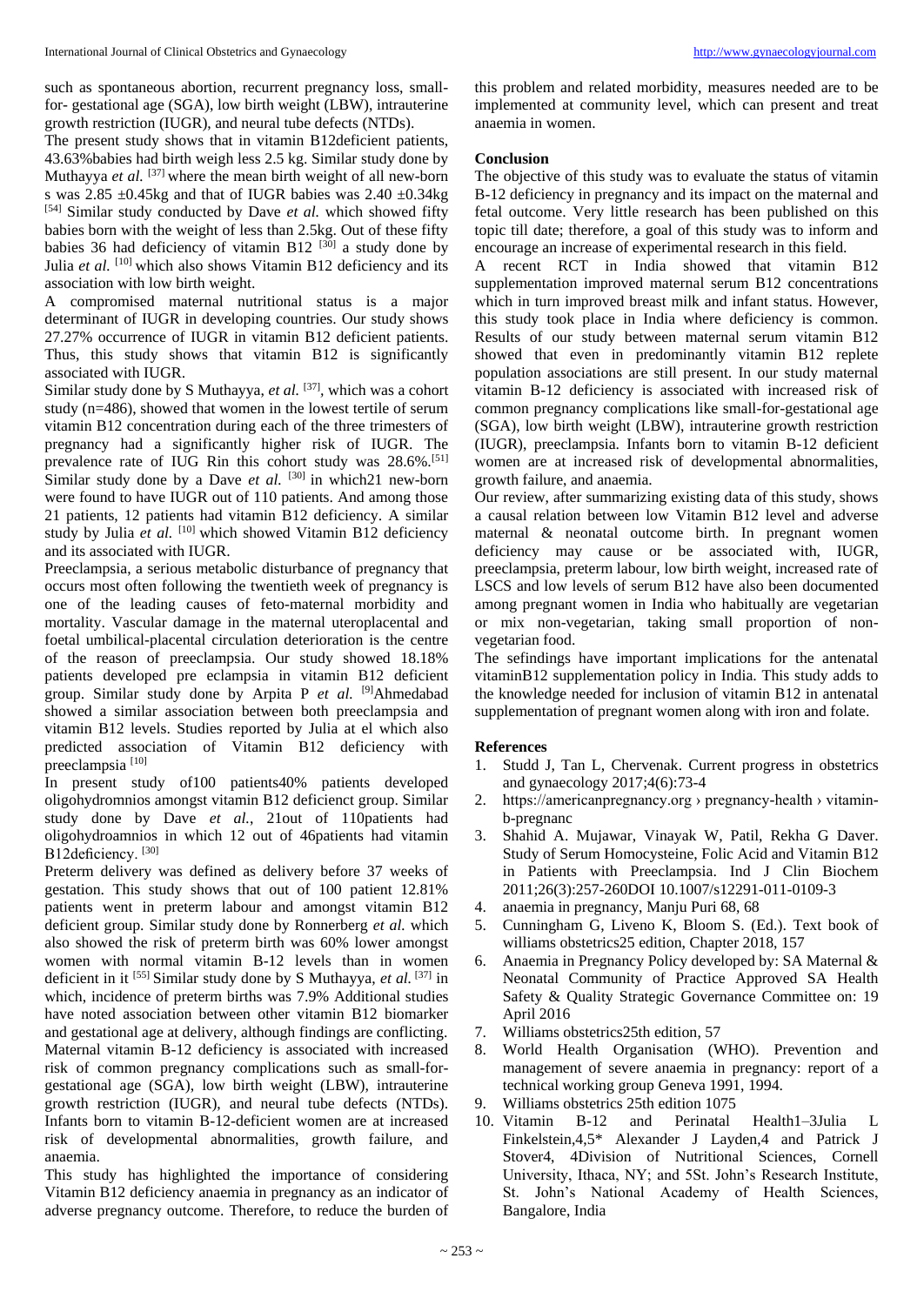such as spontaneous abortion, recurrent pregnancy loss, small-for- gestational age (SGA), low birth weight (LBW), intrauterine growth restriction (IUGR), and neural tube defects (NTDs).

The present study shows that in vitamin B12deficient patients, 43.63%babies had birth weigh less 2.5 kg. Similar study done by Muthayya *et al.* [37] where the mean birth weight of all new-born s was 2.85 ±0.45kg and that of IUGR babies was 2.40 ±0.34kg [54] Similar study conducted by Dave *et al.* which showed fifty babies born with the weight of less than 2.5kg. Out of these fifty babies 36 had deficiency of vitamin B12 [30] a study done by Julia *et al.* [10] which also shows Vitamin B12 deficiency and its association with low birth weight.

A compromised maternal nutritional status is a major determinant of IUGR in developing countries. Our study shows 27.27% occurrence of IUGR in vitamin B12 deficient patients. Thus, this study shows that vitamin B12 is significantly associated with IUGR.

Similar study done by S Muthayya, *et al.* [37], which was a cohort study (n=486), showed that women in the lowest tertile of serum vitamin B12 concentration during each of the three trimesters of pregnancy had a significantly higher risk of IUGR. The prevalence rate of IUG Rin this cohort study was 28.6%.[51] Similar study done by a Dave *et al.* [30] in which21 new-born were found to have IUGR out of 110 patients. And among those 21 patients, 12 patients had vitamin B12 deficiency. A similar study by Julia *et al.* [10] which showed Vitamin B12 deficiency and its associated with IUGR.

Preeclampsia, a serious metabolic disturbance of pregnancy that occurs most often following the twentieth week of pregnancy is one of the leading causes of feto-maternal morbidity and mortality. Vascular damage in the maternal uteroplacental and foetal umbilical-placental circulation deterioration is the centre of the reason of preeclampsia. Our study showed 18.18% patients developed pre eclampsia in vitamin B12 deficient group. Similar study done by Arpita P *et al.* [9]Ahmedabad showed a similar association between both preeclampsia and vitamin B12 levels. Studies reported by Julia at el which also predicted association of Vitamin B12 deficiency with preeclampsia [10]

In present study of100 patients40% patients developed oligohydromnios amongst vitamin B12 deficienct group. Similar study done by Dave *et al.*, 21out of 110patients had oligohydroamnios in which 12 out of 46patients had vitamin B12deficiency. [30]

Preterm delivery was defined as delivery before 37 weeks of gestation. This study shows that out of 100 patient 12.81% patients went in preterm labour and amongst vitamin B12 deficient group. Similar study done by Ronnerberg *et al.* which also showed the risk of preterm birth was 60% lower amongst women with normal vitamin B-12 levels than in women deficient in it [55] Similar study done by S Muthayya, *et al.* [37] in which, incidence of preterm births was 7.9% Additional studies have noted association between other vitamin B12 biomarker and gestational age at delivery, although findings are conflicting. Maternal vitamin B-12 deficiency is associated with increased risk of common pregnancy complications such as small-for-gestational age (SGA), low birth weight (LBW), intrauterine growth restriction (IUGR), and neural tube defects (NTDs). Infants born to vitamin B-12-deficient women are at increased risk of developmental abnormalities, growth failure, and anaemia.

This study has highlighted the importance of considering Vitamin B12 deficiency anaemia in pregnancy as an indicator of adverse pregnancy outcome. Therefore, to reduce the burden of this problem and related morbidity, measures needed are to be implemented at community level, which can present and treat anaemia in women.

## Conclusion

The objective of this study was to evaluate the status of vitamin B-12 deficiency in pregnancy and its impact on the maternal and fetal outcome. Very little research has been published on this topic till date; therefore, a goal of this study was to inform and encourage an increase of experimental research in this field.

A recent RCT in India showed that vitamin B12 supplementation improved maternal serum B12 concentrations which in turn improved breast milk and infant status. However, this study took place in India where deficiency is common. Results of our study between maternal serum vitamin B12 showed that even in predominantly vitamin B12 replete population associations are still present. In our study maternal vitamin B-12 deficiency is associated with increased risk of common pregnancy complications like small-for-gestational age (SGA), low birth weight (LBW), intrauterine growth restriction (IUGR), preeclampsia. Infants born to vitamin B-12 deficient women are at increased risk of developmental abnormalities, growth failure, and anaemia.

Our review, after summarizing existing data of this study, shows a causal relation between low Vitamin B12 level and adverse maternal & neonatal outcome birth. In pregnant women deficiency may cause or be associated with, IUGR, preeclampsia, preterm labour, low birth weight, increased rate of LSCS and low levels of serum B12 have also been documented among pregnant women in India who habitually are vegetarian or mix non-vegetarian, taking small proportion of non-vegetarian food.

The sefindings have important implications for the antenatal vitaminB12 supplementation policy in India. This study adds to the knowledge needed for inclusion of vitamin B12 in antenatal supplementation of pregnant women along with iron and folate.

## References

1. Studd J, Tan L, Chervenak. Current progress in obstetrics and gynaecology 2017;4(6):73-4
2. https://americanpregnancy.org › pregnancy-health › vitamin-b-pregnanc
3. Shahid A. Mujawar, Vinayak W, Patil, Rekha G Daver. Study of Serum Homocysteine, Folic Acid and Vitamin B12 in Patients with Preeclampsia. Ind J Clin Biochem 2011;26(3):257-260DOI 10.1007/s12291-011-0109-3
4. anaemia in pregnancy, Manju Puri 68, 68
5. Cunningham G, Liveno K, Bloom S. (Ed.). Text book of williams obstetrics25 edition, Chapter 2018, 157
6. Anaemia in Pregnancy Policy developed by: SA Maternal & Neonatal Community of Practice Approved SA Health Safety & Quality Strategic Governance Committee on: 19 April 2016
7. Williams obstetrics25th edition, 57
8. World Health Organisation (WHO). Prevention and management of severe anaemia in pregnancy: report of a technical working group Geneva 1991, 1994.
9. Williams obstetrics 25th edition 1075
10. Vitamin B-12 and Perinatal Health1–3Julia L Finkelstein,4,5* Alexander J Layden,4 and Patrick J Stover4, 4Division of Nutritional Sciences, Cornell University, Ithaca, NY; and 5St. John's Research Institute, St. John's National Academy of Health Sciences, Bangalore, India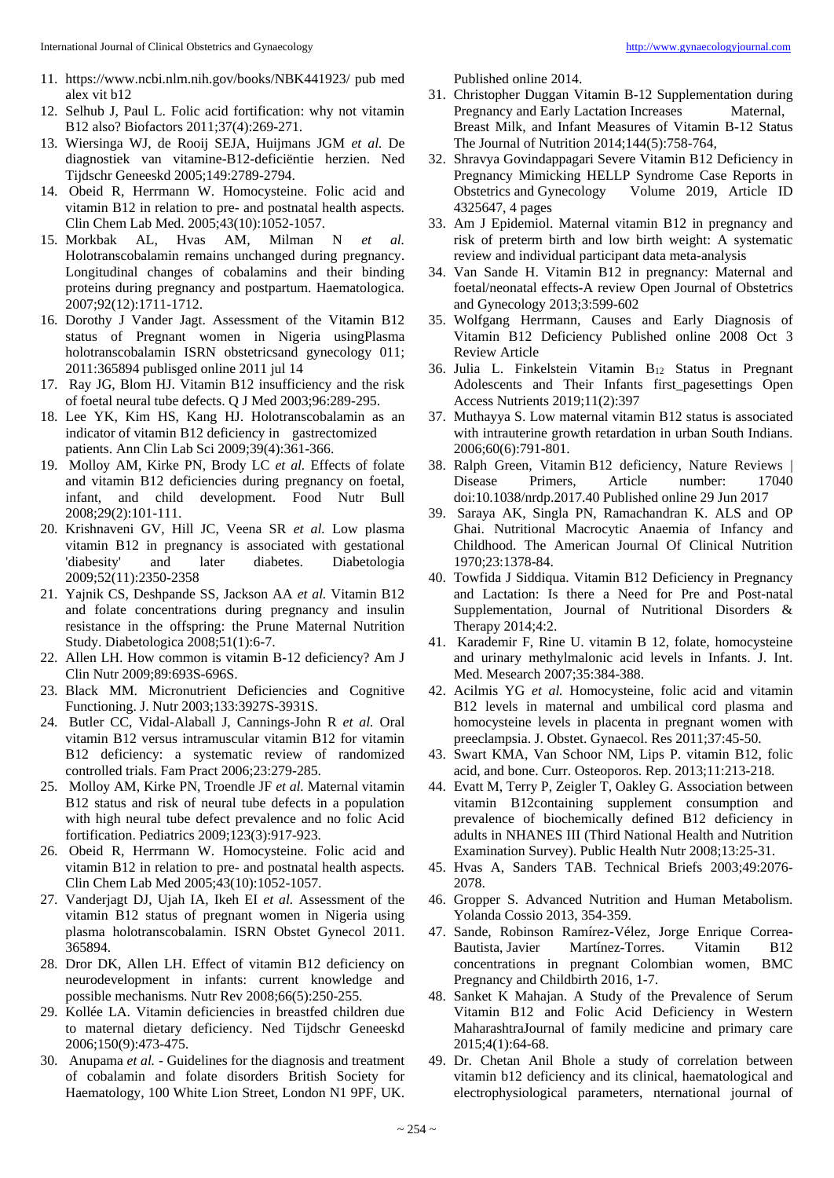11. https://www.ncbi.nlm.nih.gov/books/NBK441923/ pub med alex vit b12
12. Selhub J, Paul L. Folic acid fortification: why not vitamin B12 also? Biofactors 2011;37(4):269-271.
13. Wiersinga WJ, de Rooij SEJA, Huijmans JGM *et al.* De diagnostiek van vitamine-B12-deficiëntie herzien. Ned Tijdschr Geneeskd 2005;149:2789-2794.
14. Obeid R, Herrmann W. Homocysteine. Folic acid and vitamin B12 in relation to pre- and postnatal health aspects. Clin Chem Lab Med. 2005;43(10):1052-1057.
15. Morkbak AL, Hvas AM, Milman N *et al.* Holotranscobalamin remains unchanged during pregnancy. Longitudinal changes of cobalamins and their binding proteins during pregnancy and postpartum. Haematologica. 2007;92(12):1711-1712.
16. Dorothy J Vander Jagt. Assessment of the Vitamin B12 status of Pregnant women in Nigeria usingPlasma holotranscobalamin ISRN obstetricsand gynecology 011; 2011:365894 publisged online 2011 jul 14
17. Ray JG, Blom HJ. Vitamin B12 insufficiency and the risk of foetal neural tube defects. Q J Med 2003;96:289-295.
18. Lee YK, Kim HS, Kang HJ. Holotranscobalamin as an indicator of vitamin B12 deficiency in gastrectomized patients. Ann Clin Lab Sci 2009;39(4):361-366.
19. Molloy AM, Kirke PN, Brody LC *et al.* Effects of folate and vitamin B12 deficiencies during pregnancy on foetal, infant, and child development. Food Nutr Bull 2008;29(2):101-111.
20. Krishnaveni GV, Hill JC, Veena SR *et al.* Low plasma vitamin B12 in pregnancy is associated with gestational 'diabesity' and later diabetes. Diabetologia 2009;52(11):2350-2358
21. Yajnik CS, Deshpande SS, Jackson AA *et al.* Vitamin B12 and folate concentrations during pregnancy and insulin resistance in the offspring: the Prune Maternal Nutrition Study. Diabetologica 2008;51(1):6-7.
22. Allen LH. How common is vitamin B-12 deficiency? Am J Clin Nutr 2009;89:693S-696S.
23. Black MM. Micronutrient Deficiencies and Cognitive Functioning. J. Nutr 2003;133:3927S-3931S.
24. Butler CC, Vidal-Alaball J, Cannings-John R *et al.* Oral vitamin B12 versus intramuscular vitamin B12 for vitamin B12 deficiency: a systematic review of randomized controlled trials. Fam Pract 2006;23:279-285.
25. Molloy AM, Kirke PN, Troendle JF *et al.* Maternal vitamin B12 status and risk of neural tube defects in a population with high neural tube defect prevalence and no folic Acid fortification. Pediatrics 2009;123(3):917-923.
26. Obeid R, Herrmann W. Homocysteine. Folic acid and vitamin B12 in relation to pre- and postnatal health aspects. Clin Chem Lab Med 2005;43(10):1052-1057.
27. Vanderjagt DJ, Ujah IA, Ikeh EI *et al.* Assessment of the vitamin B12 status of pregnant women in Nigeria using plasma holotranscobalamin. ISRN Obstet Gynecol 2011. 365894.
28. Dror DK, Allen LH. Effect of vitamin B12 deficiency on neurodevelopment in infants: current knowledge and possible mechanisms. Nutr Rev 2008;66(5):250-255.
29. Kollée LA. Vitamin deficiencies in breastfed children due to maternal dietary deficiency. Ned Tijdschr Geneeskd 2006;150(9):473-475.
30. Anupama *et al.* - Guidelines for the diagnosis and treatment of cobalamin and folate disorders British Society for Haematology, 100 White Lion Street, London N1 9PF, UK. Published online 2014.
31. Christopher Duggan Vitamin B-12 Supplementation during Pregnancy and Early Lactation Increases Maternal, Breast Milk, and Infant Measures of Vitamin B-12 Status The Journal of Nutrition 2014;144(5):758-764,
32. Shravya Govindappagari Severe Vitamin B12 Deficiency in Pregnancy Mimicking HELLP Syndrome Case Reports in Obstetrics and Gynecology Volume 2019, Article ID 4325647, 4 pages
33. Am J Epidemiol. Maternal vitamin B12 in pregnancy and risk of preterm birth and low birth weight: A systematic review and individual participant data meta-analysis
34. Van Sande H. Vitamin B12 in pregnancy: Maternal and foetal/neonatal effects-A review Open Journal of Obstetrics and Gynecology 2013;3:599-602
35. Wolfgang Herrmann, Causes and Early Diagnosis of Vitamin B12 Deficiency Published online 2008 Oct 3 Review Article
36. Julia L. Finkelstein Vitamin $B_{12}$ Status in Pregnant Adolescents and Their Infants first_pagesettings Open Access Nutrients 2019;11(2):397
37. Muthayya S. Low maternal vitamin B12 status is associated with intrauterine growth retardation in urban South Indians. 2006;60(6):791-801.
38. Ralph Green, Vitamin B12 deficiency, Nature Reviews | Disease Primers, Article number: 17040 doi:10.1038/nrdp.2017.40 Published online 29 Jun 2017
39. Saraya AK, Singla PN, Ramachandran K. ALS and OP Ghai. Nutritional Macrocytic Anaemia of Infancy and Childhood. The American Journal Of Clinical Nutrition 1970;23:1378-84.
40. Towfida J Siddiqua. Vitamin B12 Deficiency in Pregnancy and Lactation: Is there a Need for Pre and Post-natal Supplementation, Journal of Nutritional Disorders & Therapy 2014;4:2.
41. Karademir F, Rine U. vitamin B 12, folate, homocysteine and urinary methylmalonic acid levels in Infants. J. Int. Med. Mesearch 2007;35:384-388.
42. Acilmis YG *et al.* Homocysteine, folic acid and vitamin B12 levels in maternal and umbilical cord plasma and homocysteine levels in placenta in pregnant women with preeclampsia. J. Obstet. Gynaecol. Res 2011;37:45-50.
43. Swart KMA, Van Schoor NM, Lips P. vitamin B12, folic acid, and bone. Curr. Osteoporos. Rep. 2013;11:213-218.
44. Evatt M, Terry P, Zeigler T, Oakley G. Association between vitamin B12containing supplement consumption and prevalence of biochemically defined B12 deficiency in adults in NHANES III (Third National Health and Nutrition Examination Survey). Public Health Nutr 2008;13:25-31.
45. Hvas A, Sanders TAB. Technical Briefs 2003;49:2076-2078.
46. Gropper S. Advanced Nutrition and Human Metabolism. Yolanda Cossio 2013, 354-359.
47. Sande, Robinson Ramírez-Vélez, Jorge Enrique Correa-Bautista, Javier Martínez-Torres. Vitamin B12 concentrations in pregnant Colombian women, BMC Pregnancy and Childbirth 2016, 1-7.
48. Sanket K Mahajan. A Study of the Prevalence of Serum Vitamin B12 and Folic Acid Deficiency in Western MaharashtraJournal of family medicine and primary care 2015;4(1):64-68.
49. Dr. Chetan Anil Bhole a study of correlation between vitamin b12 deficiency and its clinical, haematological and electrophysiological parameters, nternational journal of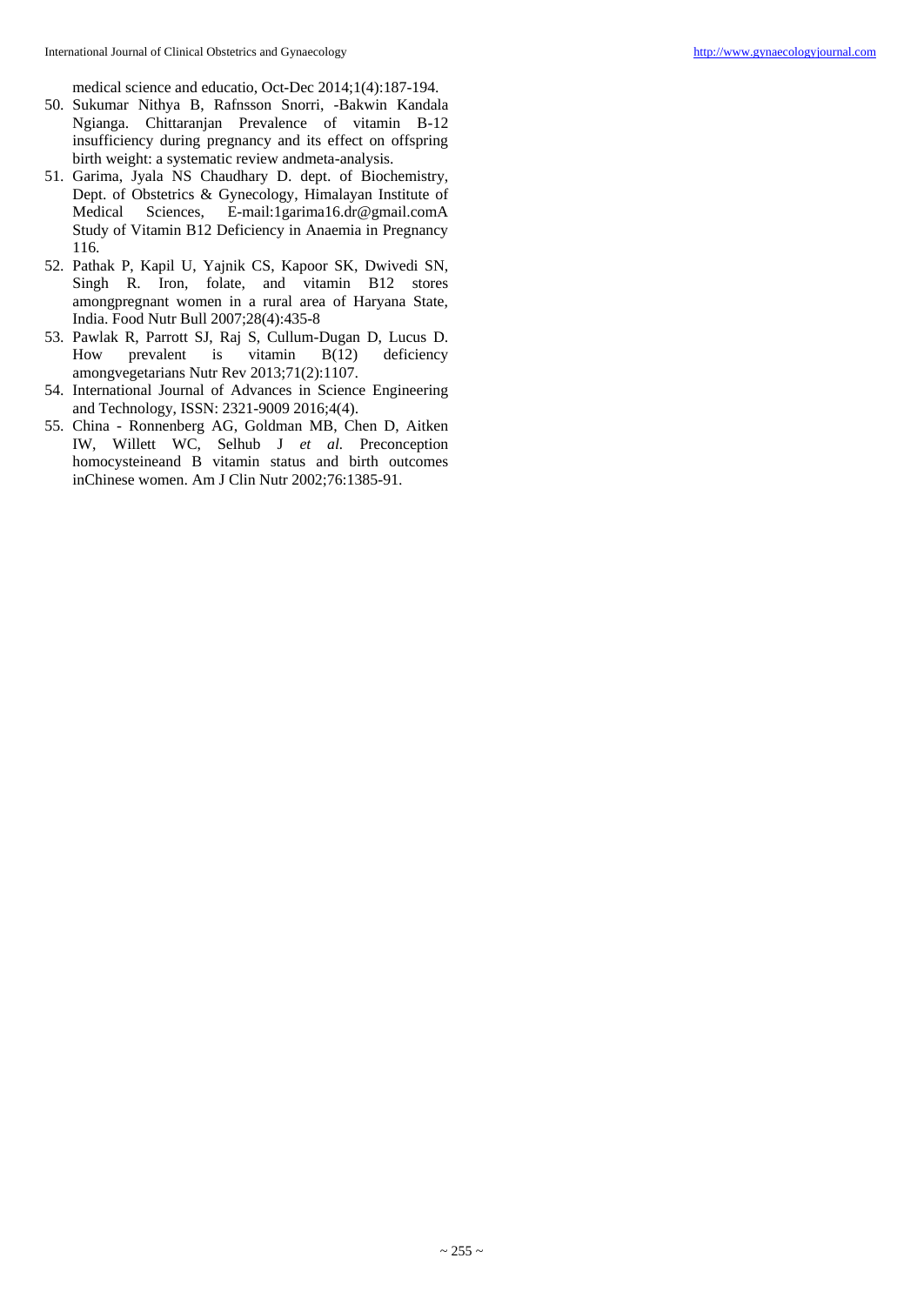medical science and educatio, Oct-Dec 2014;1(4):187-194.

50. Sukumar Nithya B, Rafnsson Snorri, -Bakwin Kandala Ngianga. Chittaranjan Prevalence of vitamin B-12 insufficiency during pregnancy and its effect on offspring birth weight: a systematic review andmeta-analysis.
51. Garima, Jyala NS Chaudhary D. dept. of Biochemistry, Dept. of Obstetrics & Gynecology, Himalayan Institute of Medical Sciences, E-mail:1garima16.dr@gmail.comA Study of Vitamin B12 Deficiency in Anaemia in Pregnancy 116.
52. Pathak P, Kapil U, Yajnik CS, Kapoor SK, Dwivedi SN, Singh R. Iron, folate, and vitamin B12 stores amongpregnant women in a rural area of Haryana State, India. Food Nutr Bull 2007;28(4):435-8
53. Pawlak R, Parrott SJ, Raj S, Cullum-Dugan D, Lucus D. How prevalent is vitamin B(12) deficiency amongvegetarians Nutr Rev 2013;71(2):1107.
54. International Journal of Advances in Science Engineering and Technology, ISSN: 2321-9009 2016;4(4).
55. China - Ronnenberg AG, Goldman MB, Chen D, Aitken IW, Willett WC, Selhub J *et al.* Preconception homocysteineand B vitamin status and birth outcomes inChinese women. Am J Clin Nutr 2002;76:1385-91.